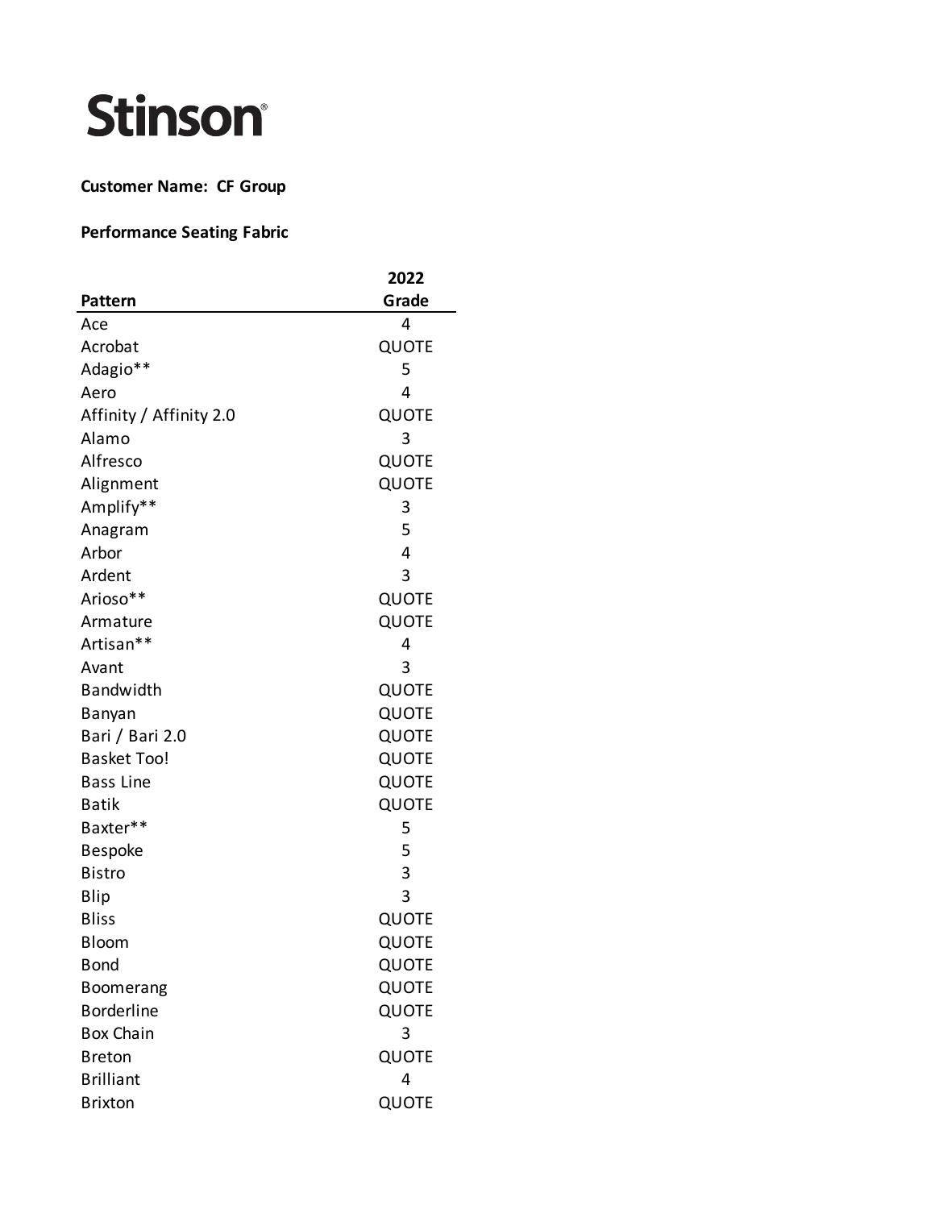# Stinson®

**Customer Name: CF Group**

**Performance Seating Fabric**

| Pattern | 2022 Grade |
|---|---|
| Ace | 4 |
| Acrobat | QUOTE |
| Adagio** | 5 |
| Aero | 4 |
| Affinity / Affinity 2.0 | QUOTE |
| Alamo | 3 |
| Alfresco | QUOTE |
| Alignment | QUOTE |
| Amplify** | 3 |
| Anagram | 5 |
| Arbor | 4 |
| Ardent | 3 |
| Arioso** | QUOTE |
| Armature | QUOTE |
| Artisan** | 4 |
| Avant | 3 |
| Bandwidth | QUOTE |
| Banyan | QUOTE |
| Bari / Bari 2.0 | QUOTE |
| Basket Too! | QUOTE |
| Bass Line | QUOTE |
| Batik | QUOTE |
| Baxter** | 5 |
| Bespoke | 5 |
| Bistro | 3 |
| Blip | 3 |
| Bliss | QUOTE |
| Bloom | QUOTE |
| Bond | QUOTE |
| Boomerang | QUOTE |
| Borderline | QUOTE |
| Box Chain | 3 |
| Breton | QUOTE |
| Brilliant | 4 |
| Brixton | QUOTE |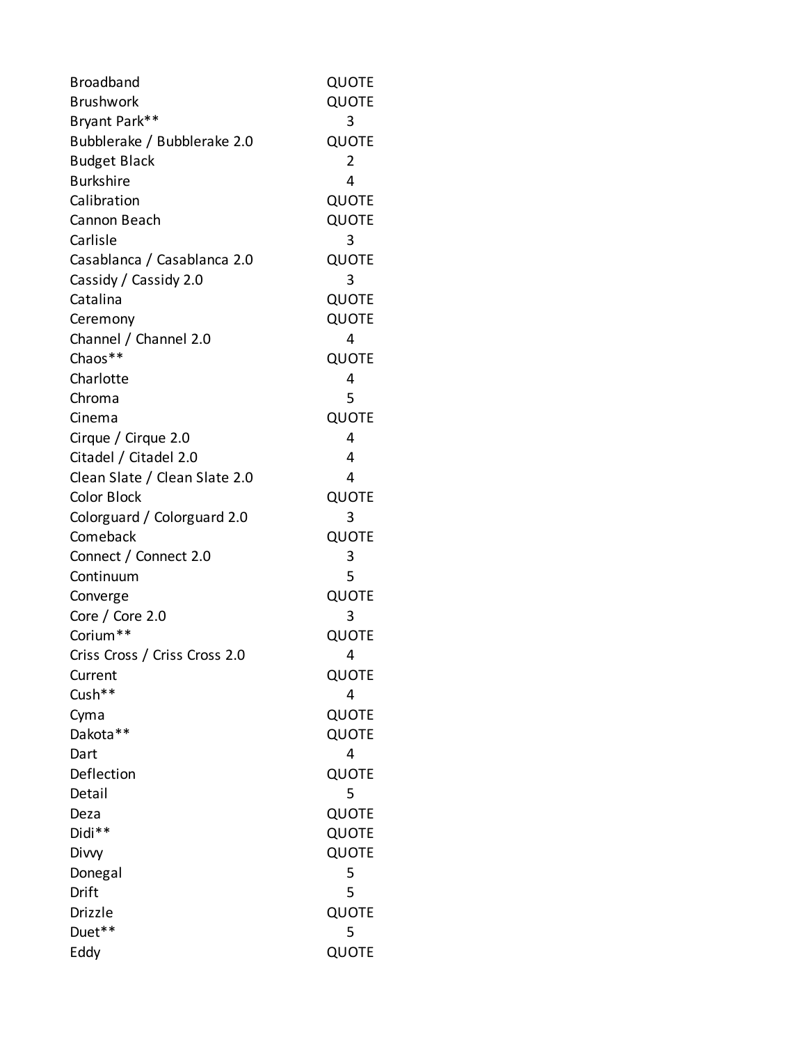| | |
|---|---|
| Broadband | QUOTE |
| Brushwork | QUOTE |
| Bryant Park** | 3 |
| Bubblerake / Bubblerake 2.0 | QUOTE |
| Budget Black | 2 |
| Burkshire | 4 |
| Calibration | QUOTE |
| Cannon Beach | QUOTE |
| Carlisle | 3 |
| Casablanca / Casablanca 2.0 | QUOTE |
| Cassidy / Cassidy 2.0 | 3 |
| Catalina | QUOTE |
| Ceremony | QUOTE |
| Channel / Channel 2.0 | 4 |
| Chaos** | QUOTE |
| Charlotte | 4 |
| Chroma | 5 |
| Cinema | QUOTE |
| Cirque / Cirque 2.0 | 4 |
| Citadel / Citadel 2.0 | 4 |
| Clean Slate / Clean Slate 2.0 | 4 |
| Color Block | QUOTE |
| Colorguard / Colorguard 2.0 | 3 |
| Comeback | QUOTE |
| Connect / Connect 2.0 | 3 |
| Continuum | 5 |
| Converge | QUOTE |
| Core / Core 2.0 | 3 |
| Corium** | QUOTE |
| Criss Cross / Criss Cross 2.0 | 4 |
| Current | QUOTE |
| Cush** | 4 |
| Cyma | QUOTE |
| Dakota** | QUOTE |
| Dart | 4 |
| Deflection | QUOTE |
| Detail | 5 |
| Deza | QUOTE |
| Didi** | QUOTE |
| Divvy | QUOTE |
| Donegal | 5 |
| Drift | 5 |
| Drizzle | QUOTE |
| Duet** | 5 |
| Eddy | QUOTE |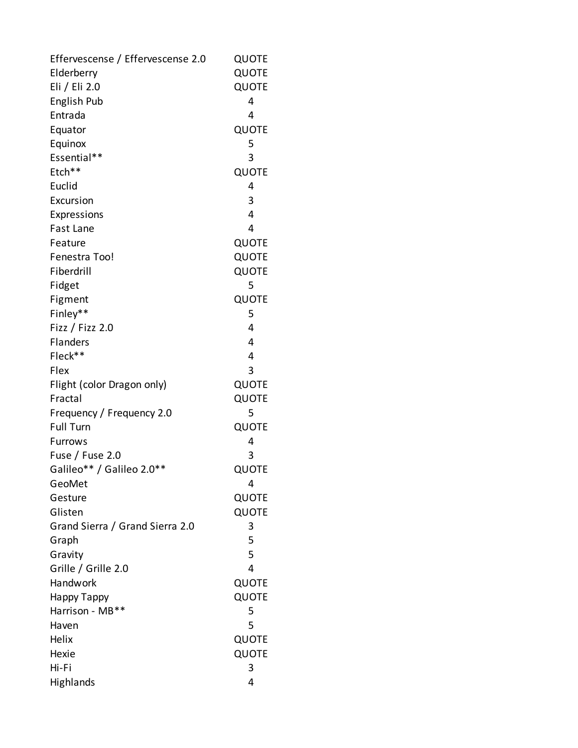| | |
|---|---|
| Effervescense / Effervescense 2.0 | QUOTE |
| Elderberry | QUOTE |
| Eli / Eli 2.0 | QUOTE |
| English Pub | 4 |
| Entrada | 4 |
| Equator | QUOTE |
| Equinox | 5 |
| Essential** | 3 |
| Etch** | QUOTE |
| Euclid | 4 |
| Excursion | 3 |
| Expressions | 4 |
| Fast Lane | 4 |
| Feature | QUOTE |
| Fenestra Too! | QUOTE |
| Fiberdrill | QUOTE |
| Fidget | 5 |
| Figment | QUOTE |
| Finley** | 5 |
| Fizz / Fizz 2.0 | 4 |
| Flanders | 4 |
| Fleck** | 4 |
| Flex | 3 |
| Flight (color Dragon only) | QUOTE |
| Fractal | QUOTE |
| Frequency / Frequency 2.0 | 5 |
| Full Turn | QUOTE |
| Furrows | 4 |
| Fuse / Fuse 2.0 | 3 |
| Galileo** / Galileo 2.0** | QUOTE |
| GeoMet | 4 |
| Gesture | QUOTE |
| Glisten | QUOTE |
| Grand Sierra / Grand Sierra 2.0 | 3 |
| Graph | 5 |
| Gravity | 5 |
| Grille / Grille 2.0 | 4 |
| Handwork | QUOTE |
| Happy Tappy | QUOTE |
| Harrison - MB** | 5 |
| Haven | 5 |
| Helix | QUOTE |
| Hexie | QUOTE |
| Hi-Fi | 3 |
| Highlands | 4 |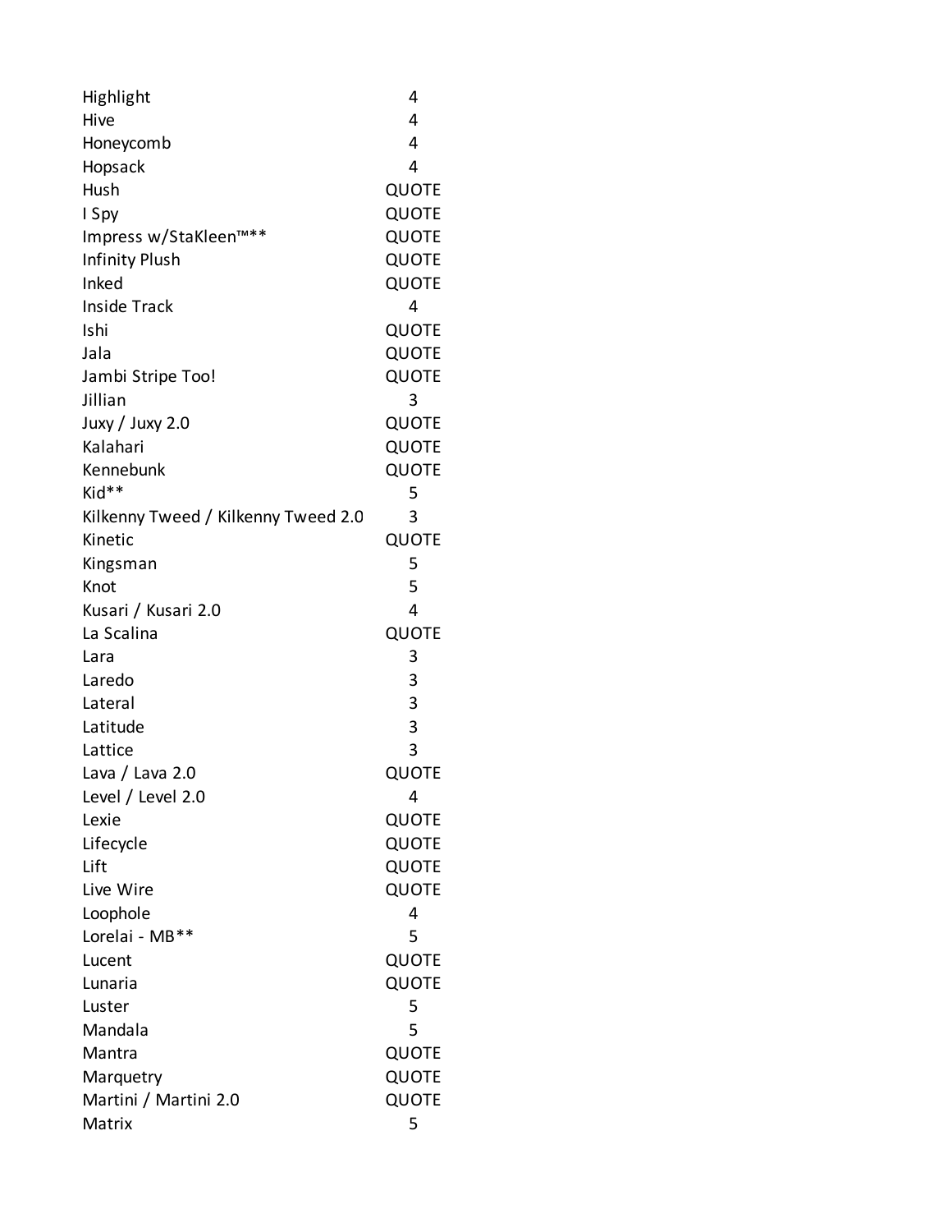| | |
|---|---|
| Highlight | 4 |
| Hive | 4 |
| Honeycomb | 4 |
| Hopsack | 4 |
| Hush | QUOTE |
| I Spy | QUOTE |
| Impress w/StaKleen™** | QUOTE |
| Infinity Plush | QUOTE |
| Inked | QUOTE |
| Inside Track | 4 |
| Ishi | QUOTE |
| Jala | QUOTE |
| Jambi Stripe Too! | QUOTE |
| Jillian | 3 |
| Juxy / Juxy 2.0 | QUOTE |
| Kalahari | QUOTE |
| Kennebunk | QUOTE |
| Kid** | 5 |
| Kilkenny Tweed / Kilkenny Tweed 2.0 | 3 |
| Kinetic | QUOTE |
| Kingsman | 5 |
| Knot | 5 |
| Kusari / Kusari 2.0 | 4 |
| La Scalina | QUOTE |
| Lara | 3 |
| Laredo | 3 |
| Lateral | 3 |
| Latitude | 3 |
| Lattice | 3 |
| Lava / Lava 2.0 | QUOTE |
| Level / Level 2.0 | 4 |
| Lexie | QUOTE |
| Lifecycle | QUOTE |
| Lift | QUOTE |
| Live Wire | QUOTE |
| Loophole | 4 |
| Lorelai - MB** | 5 |
| Lucent | QUOTE |
| Lunaria | QUOTE |
| Luster | 5 |
| Mandala | 5 |
| Mantra | QUOTE |
| Marquetry | QUOTE |
| Martini / Martini 2.0 | QUOTE |
| Matrix | 5 |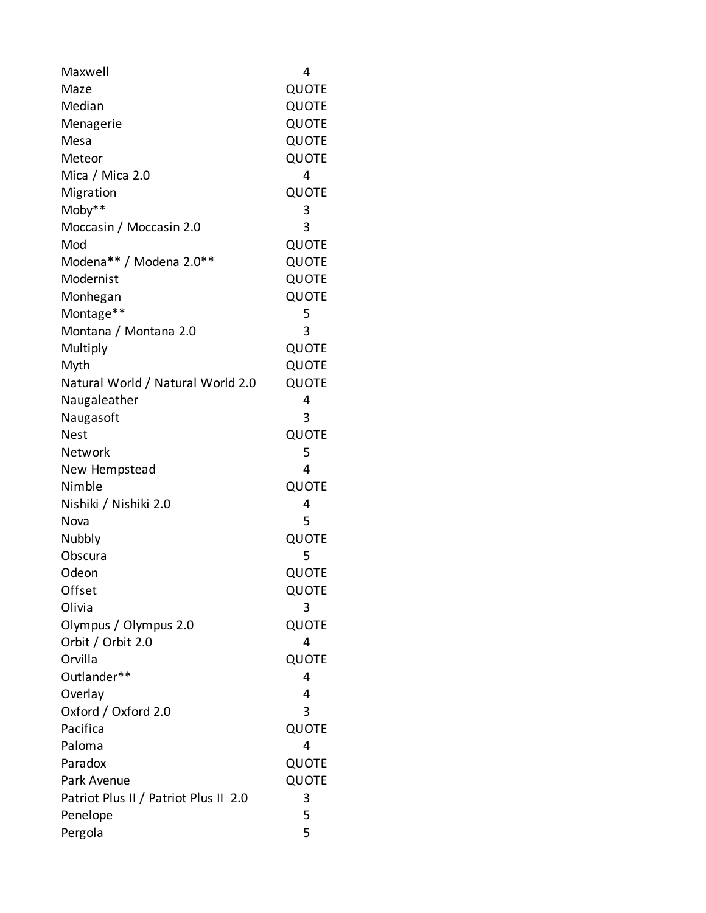| | |
|---|---|
| Maxwell | 4 |
| Maze | QUOTE |
| Median | QUOTE |
| Menagerie | QUOTE |
| Mesa | QUOTE |
| Meteor | QUOTE |
| Mica / Mica 2.0 | 4 |
| Migration | QUOTE |
| Moby** | 3 |
| Moccasin / Moccasin 2.0 | 3 |
| Mod | QUOTE |
| Modena** / Modena 2.0** | QUOTE |
| Modernist | QUOTE |
| Monhegan | QUOTE |
| Montage** | 5 |
| Montana / Montana 2.0 | 3 |
| Multiply | QUOTE |
| Myth | QUOTE |
| Natural World / Natural World 2.0 | QUOTE |
| Naugaleather | 4 |
| Naugasoft | 3 |
| Nest | QUOTE |
| Network | 5 |
| New Hempstead | 4 |
| Nimble | QUOTE |
| Nishiki / Nishiki 2.0 | 4 |
| Nova | 5 |
| Nubbly | QUOTE |
| Obscura | 5 |
| Odeon | QUOTE |
| Offset | QUOTE |
| Olivia | 3 |
| Olympus / Olympus 2.0 | QUOTE |
| Orbit / Orbit 2.0 | 4 |
| Orvilla | QUOTE |
| Outlander** | 4 |
| Overlay | 4 |
| Oxford / Oxford 2.0 | 3 |
| Pacifica | QUOTE |
| Paloma | 4 |
| Paradox | QUOTE |
| Park Avenue | QUOTE |
| Patriot Plus II / Patriot Plus II 2.0 | 3 |
| Penelope | 5 |
| Pergola | 5 |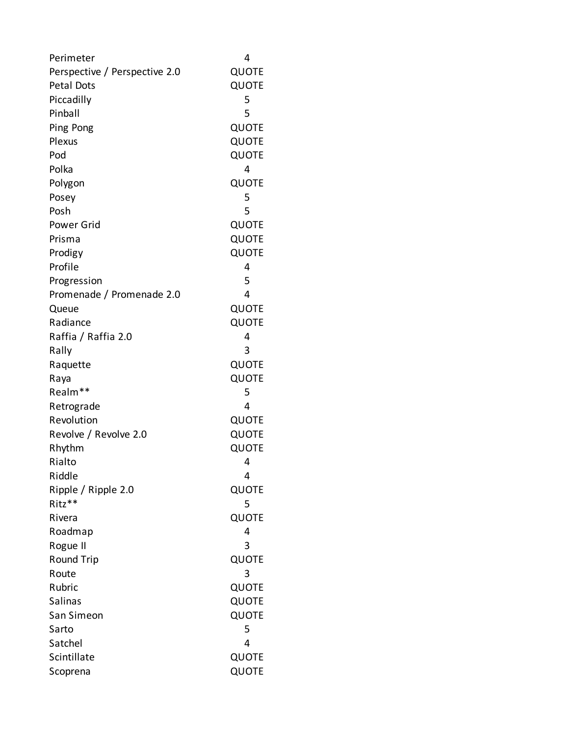| | |
|---|---|
| Perimeter | 4 |
| Perspective / Perspective 2.0 | QUOTE |
| Petal Dots | QUOTE |
| Piccadilly | 5 |
| Pinball | 5 |
| Ping Pong | QUOTE |
| Plexus | QUOTE |
| Pod | QUOTE |
| Polka | 4 |
| Polygon | QUOTE |
| Posey | 5 |
| Posh | 5 |
| Power Grid | QUOTE |
| Prisma | QUOTE |
| Prodigy | QUOTE |
| Profile | 4 |
| Progression | 5 |
| Promenade / Promenade 2.0 | 4 |
| Queue | QUOTE |
| Radiance | QUOTE |
| Raffia / Raffia 2.0 | 4 |
| Rally | 3 |
| Raquette | QUOTE |
| Raya | QUOTE |
| Realm** | 5 |
| Retrograde | 4 |
| Revolution | QUOTE |
| Revolve / Revolve 2.0 | QUOTE |
| Rhythm | QUOTE |
| Rialto | 4 |
| Riddle | 4 |
| Ripple / Ripple 2.0 | QUOTE |
| Ritz** | 5 |
| Rivera | QUOTE |
| Roadmap | 4 |
| Rogue II | 3 |
| Round Trip | QUOTE |
| Route | 3 |
| Rubric | QUOTE |
| Salinas | QUOTE |
| San Simeon | QUOTE |
| Sarto | 5 |
| Satchel | 4 |
| Scintillate | QUOTE |
| Scoprena | QUOTE |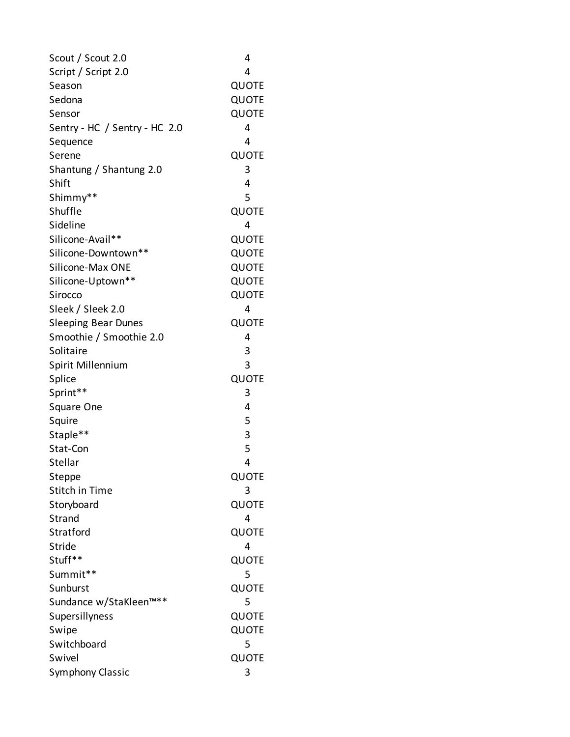| | |
|---|---|
| Scout / Scout 2.0 | 4 |
| Script / Script 2.0 | 4 |
| Season | QUOTE |
| Sedona | QUOTE |
| Sensor | QUOTE |
| Sentry - HC / Sentry - HC 2.0 | 4 |
| Sequence | 4 |
| Serene | QUOTE |
| Shantung / Shantung 2.0 | 3 |
| Shift | 4 |
| Shimmy** | 5 |
| Shuffle | QUOTE |
| Sideline | 4 |
| Silicone-Avail** | QUOTE |
| Silicone-Downtown** | QUOTE |
| Silicone-Max ONE | QUOTE |
| Silicone-Uptown** | QUOTE |
| Sirocco | QUOTE |
| Sleek / Sleek 2.0 | 4 |
| Sleeping Bear Dunes | QUOTE |
| Smoothie / Smoothie 2.0 | 4 |
| Solitaire | 3 |
| Spirit Millennium | 3 |
| Splice | QUOTE |
| Sprint** | 3 |
| Square One | 4 |
| Squire | 5 |
| Staple** | 3 |
| Stat-Con | 5 |
| Stellar | 4 |
| Steppe | QUOTE |
| Stitch in Time | 3 |
| Storyboard | QUOTE |
| Strand | 4 |
| Stratford | QUOTE |
| Stride | 4 |
| Stuff** | QUOTE |
| Summit** | 5 |
| Sunburst | QUOTE |
| Sundance w/StaKleen™** | 5 |
| Supersillyness | QUOTE |
| Swipe | QUOTE |
| Switchboard | 5 |
| Swivel | QUOTE |
| Symphony Classic | 3 |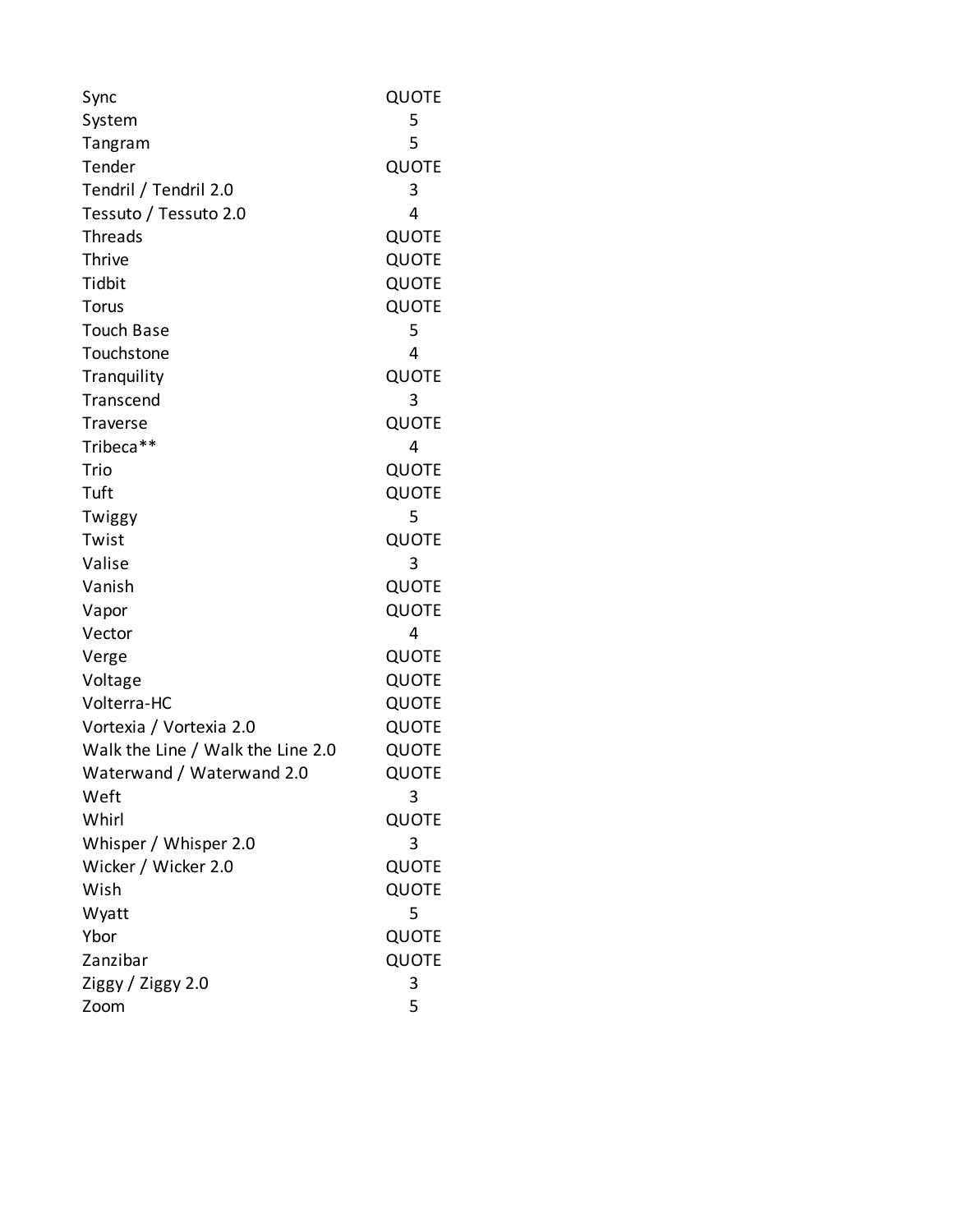| | |
|---|---|
| Sync | QUOTE |
| System | 5 |
| Tangram | 5 |
| Tender | QUOTE |
| Tendril / Tendril 2.0 | 3 |
| Tessuto / Tessuto 2.0 | 4 |
| Threads | QUOTE |
| Thrive | QUOTE |
| Tidbit | QUOTE |
| Torus | QUOTE |
| Touch Base | 5 |
| Touchstone | 4 |
| Tranquility | QUOTE |
| Transcend | 3 |
| Traverse | QUOTE |
| Tribeca** | 4 |
| Trio | QUOTE |
| Tuft | QUOTE |
| Twiggy | 5 |
| Twist | QUOTE |
| Valise | 3 |
| Vanish | QUOTE |
| Vapor | QUOTE |
| Vector | 4 |
| Verge | QUOTE |
| Voltage | QUOTE |
| Volterra-HC | QUOTE |
| Vortexia / Vortexia 2.0 | QUOTE |
| Walk the Line / Walk the Line 2.0 | QUOTE |
| Waterwand / Waterwand 2.0 | QUOTE |
| Weft | 3 |
| Whirl | QUOTE |
| Whisper / Whisper 2.0 | 3 |
| Wicker / Wicker 2.0 | QUOTE |
| Wish | QUOTE |
| Wyatt | 5 |
| Ybor | QUOTE |
| Zanzibar | QUOTE |
| Ziggy / Ziggy 2.0 | 3 |
| Zoom | 5 |